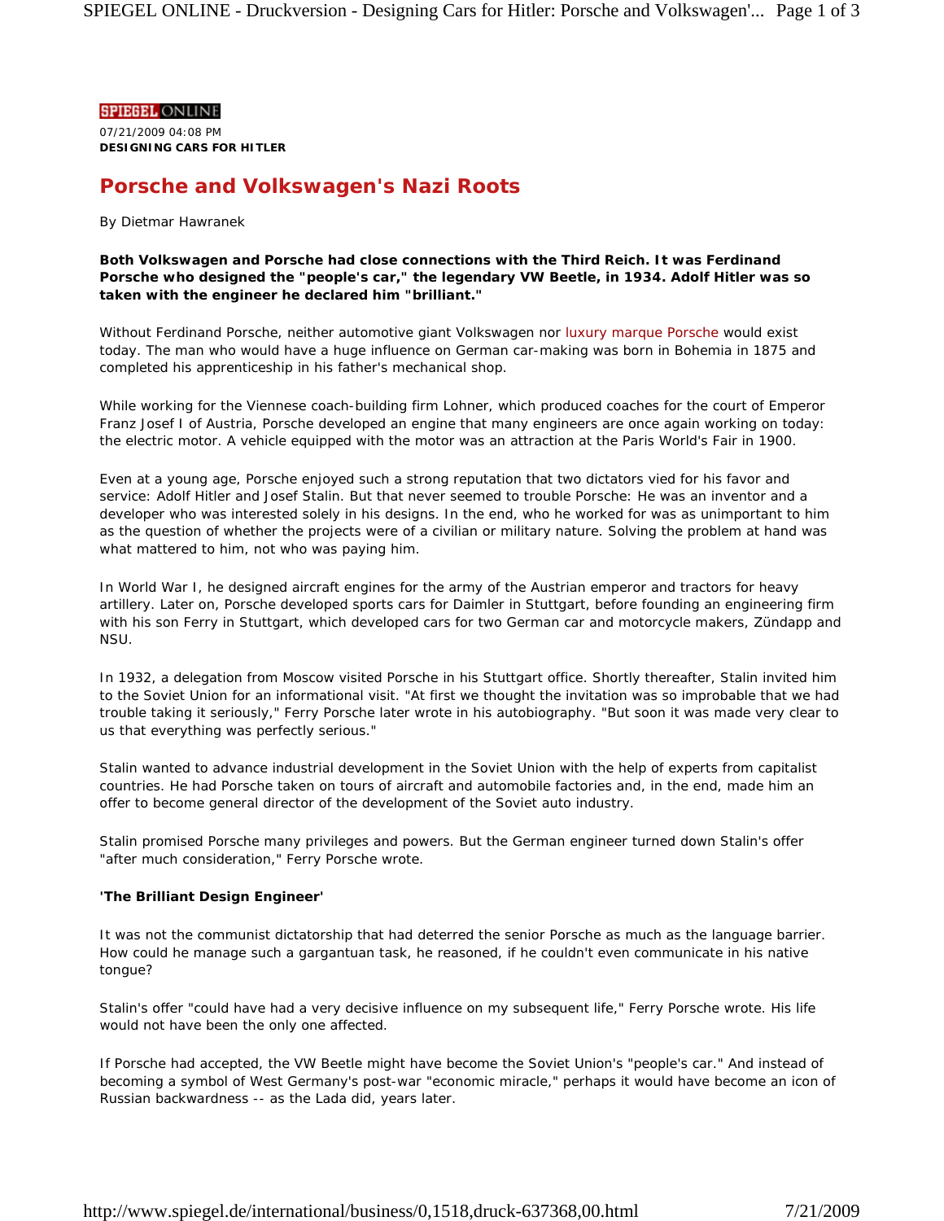SPIEGEL ONLINE

07/21/2009 04:08 PM

**DESIGNING CARS FOR HITLER**

# Porsche and Volkswagen's Nazi Roots

By Dietmar Hawranek

**Both Volkswagen and Porsche had close connections with the Third Reich. It was Ferdinand Porsche who designed the "people's car," the legendary VW Beetle, in 1934. Adolf Hitler was so taken with the engineer he declared him "brilliant."**

Without Ferdinand Porsche, neither automotive giant Volkswagen nor luxury marque Porsche would exist today. The man who would have a huge influence on German car-making was born in Bohemia in 1875 and completed his apprenticeship in his father's mechanical shop.

While working for the Viennese coach-building firm Lohner, which produced coaches for the court of Emperor Franz Josef I of Austria, Porsche developed an engine that many engineers are once again working on today: the electric motor. A vehicle equipped with the motor was an attraction at the Paris World's Fair in 1900.

Even at a young age, Porsche enjoyed such a strong reputation that two dictators vied for his favor and service: Adolf Hitler and Josef Stalin. But that never seemed to trouble Porsche: He was an inventor and a developer who was interested solely in his designs. In the end, who he worked for was as unimportant to him as the question of whether the projects were of a civilian or military nature. Solving the problem at hand was what mattered to him, not who was paying him.

In World War I, he designed aircraft engines for the army of the Austrian emperor and tractors for heavy artillery. Later on, Porsche developed sports cars for Daimler in Stuttgart, before founding an engineering firm with his son Ferry in Stuttgart, which developed cars for two German car and motorcycle makers, Zündapp and NSU.

In 1932, a delegation from Moscow visited Porsche in his Stuttgart office. Shortly thereafter, Stalin invited him to the Soviet Union for an informational visit. "At first we thought the invitation was so improbable that we had trouble taking it seriously," Ferry Porsche later wrote in his autobiography. "But soon it was made very clear to us that everything was perfectly serious."

Stalin wanted to advance industrial development in the Soviet Union with the help of experts from capitalist countries. He had Porsche taken on tours of aircraft and automobile factories and, in the end, made him an offer to become general director of the development of the Soviet auto industry.

Stalin promised Porsche many privileges and powers. But the German engineer turned down Stalin's offer "after much consideration," Ferry Porsche wrote.

**'The Brilliant Design Engineer'**

It was not the communist dictatorship that had deterred the senior Porsche as much as the language barrier. How could he manage such a gargantuan task, he reasoned, if he couldn't even communicate in his native tongue?

Stalin's offer "could have had a very decisive influence on my subsequent life," Ferry Porsche wrote. His life would not have been the only one affected.

If Porsche had accepted, the VW Beetle might have become the Soviet Union's "people's car." And instead of becoming a symbol of West Germany's post-war "economic miracle," perhaps it would have become an icon of Russian backwardness -- as the Lada did, years later.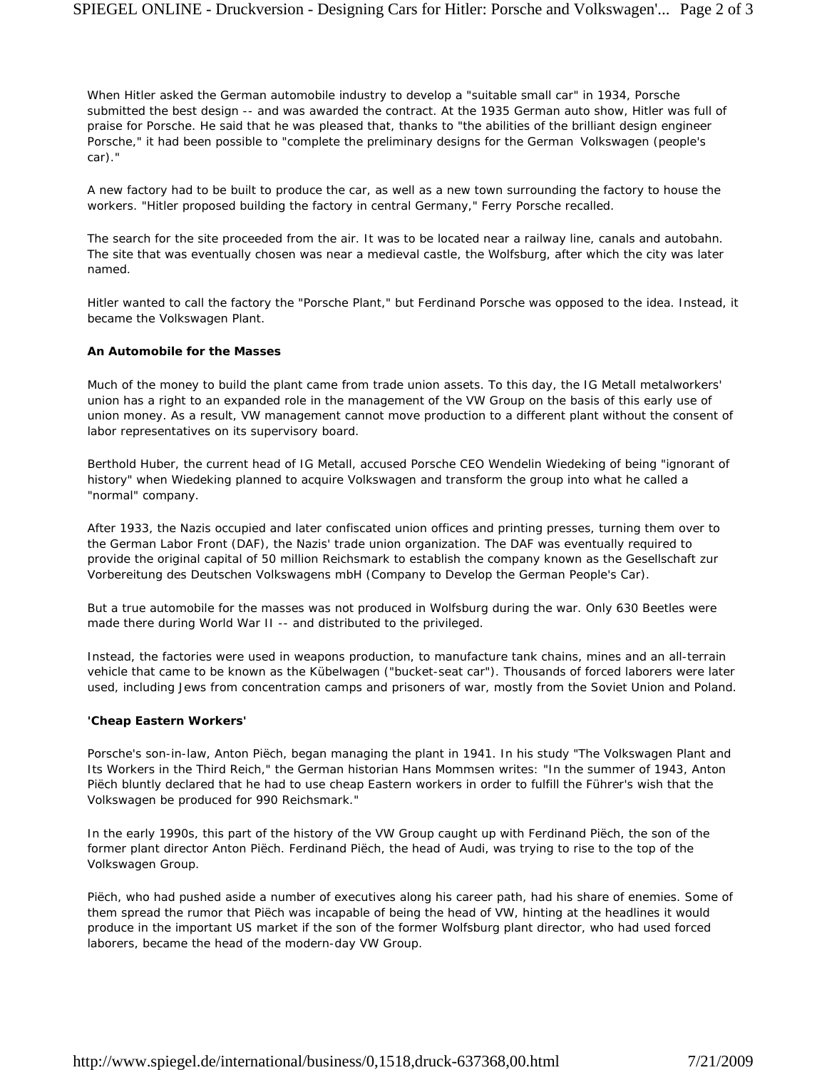When Hitler asked the German automobile industry to develop a "suitable small car" in 1934, Porsche submitted the best design -- and was awarded the contract. At the 1935 German auto show, Hitler was full of praise for Porsche. He said that he was pleased that, thanks to "the abilities of the brilliant design engineer Porsche," it had been possible to "complete the preliminary designs for the German Volkswagen (people's car)."

A new factory had to be built to produce the car, as well as a new town surrounding the factory to house the workers. "Hitler proposed building the factory in central Germany," Ferry Porsche recalled.

The search for the site proceeded from the air. It was to be located near a railway line, canals and autobahn. The site that was eventually chosen was near a medieval castle, the Wolfsburg, after which the city was later named.

Hitler wanted to call the factory the "Porsche Plant," but Ferdinand Porsche was opposed to the idea. Instead, it became the Volkswagen Plant.

**An Automobile for the Masses**

Much of the money to build the plant came from trade union assets. To this day, the IG Metall metalworkers' union has a right to an expanded role in the management of the VW Group on the basis of this early use of union money. As a result, VW management cannot move production to a different plant without the consent of labor representatives on its supervisory board.

Berthold Huber, the current head of IG Metall, accused Porsche CEO Wendelin Wiedeking of being "ignorant of history" when Wiedeking planned to acquire Volkswagen and transform the group into what he called a "normal" company.

After 1933, the Nazis occupied and later confiscated union offices and printing presses, turning them over to the German Labor Front (DAF), the Nazis' trade union organization. The DAF was eventually required to provide the original capital of 50 million Reichsmark to establish the company known as the Gesellschaft zur Vorbereitung des Deutschen Volkswagens mbH (Company to Develop the German People's Car).

But a true automobile for the masses was not produced in Wolfsburg during the war. Only 630 Beetles were made there during World War II -- and distributed to the privileged.

Instead, the factories were used in weapons production, to manufacture tank chains, mines and an all-terrain vehicle that came to be known as the Kübelwagen ("bucket-seat car"). Thousands of forced laborers were later used, including Jews from concentration camps and prisoners of war, mostly from the Soviet Union and Poland.

**'Cheap Eastern Workers'**

Porsche's son-in-law, Anton Piëch, began managing the plant in 1941. In his study "The Volkswagen Plant and Its Workers in the Third Reich," the German historian Hans Mommsen writes: "In the summer of 1943, Anton Piëch bluntly declared that he had to use cheap Eastern workers in order to fulfill the Führer's wish that the Volkswagen be produced for 990 Reichsmark."

In the early 1990s, this part of the history of the VW Group caught up with Ferdinand Piëch, the son of the former plant director Anton Piëch. Ferdinand Piëch, the head of Audi, was trying to rise to the top of the Volkswagen Group.

Piëch, who had pushed aside a number of executives along his career path, had his share of enemies. Some of them spread the rumor that Piëch was incapable of being the head of VW, hinting at the headlines it would produce in the important US market if the son of the former Wolfsburg plant director, who had used forced laborers, became the head of the modern-day VW Group.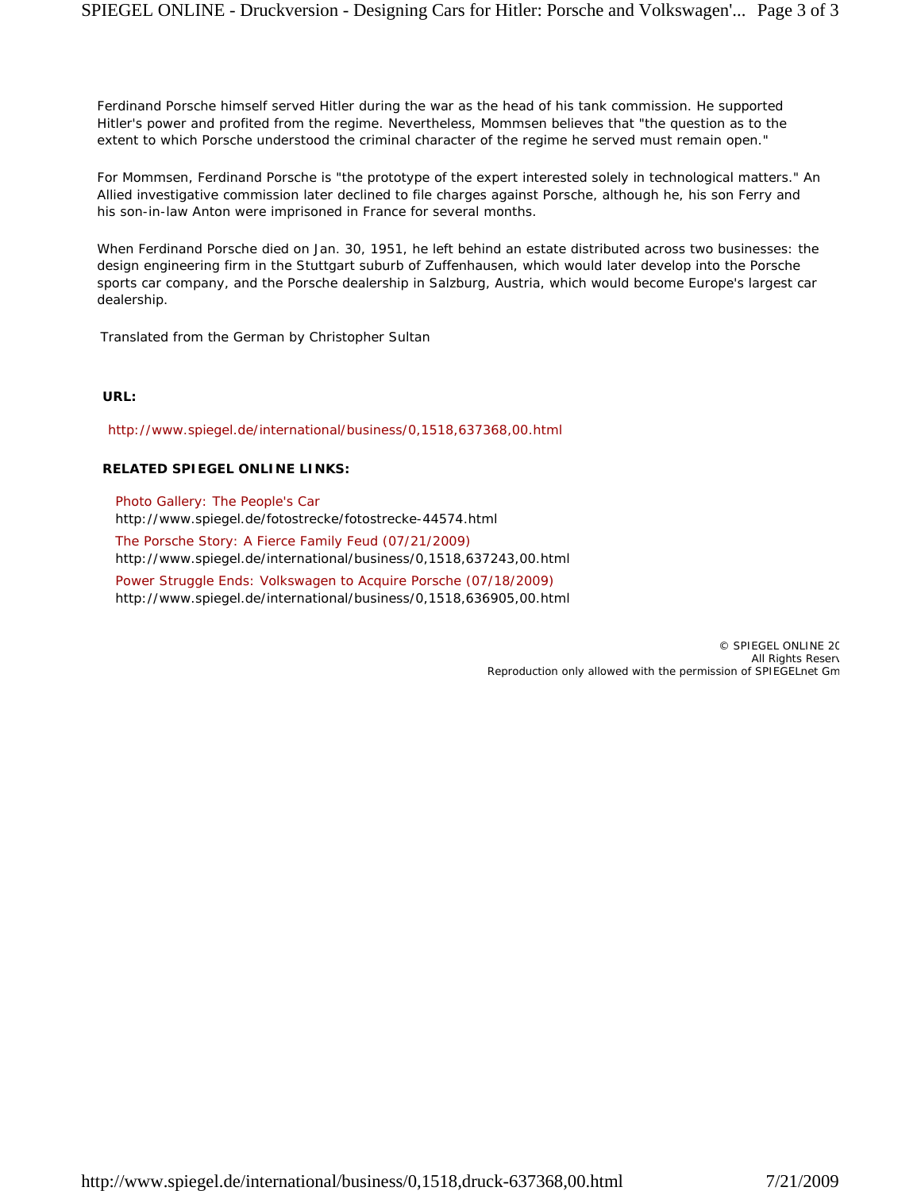Ferdinand Porsche himself served Hitler during the war as the head of his tank commission. He supported Hitler's power and profited from the regime. Nevertheless, Mommsen believes that "the question as to the extent to which Porsche understood the criminal character of the regime he served must remain open."

For Mommsen, Ferdinand Porsche is "the prototype of the expert interested solely in technological matters." An Allied investigative commission later declined to file charges against Porsche, although he, his son Ferry and his son-in-law Anton were imprisoned in France for several months.

When Ferdinand Porsche died on Jan. 30, 1951, he left behind an estate distributed across two businesses: the design engineering firm in the Stuttgart suburb of Zuffenhausen, which would later develop into the Porsche sports car company, and the Porsche dealership in Salzburg, Austria, which would become Europe's largest car dealership.

Translated from the German by Christopher Sultan

**URL:**

http://www.spiegel.de/international/business/0,1518,637368,00.html

**RELATED SPIEGEL ONLINE LINKS:**

Photo Gallery: The People's Car
http://www.spiegel.de/fotostrecke/fotostrecke-44574.html

The Porsche Story: A Fierce Family Feud (07/21/2009)
http://www.spiegel.de/international/business/0,1518,637243,00.html

Power Struggle Ends: Volkswagen to Acquire Porsche (07/18/2009)
http://www.spiegel.de/international/business/0,1518,636905,00.html

© SPIEGEL ONLINE 20
All Rights Reserv
Reproduction only allowed with the permission of SPIEGELnet Gm